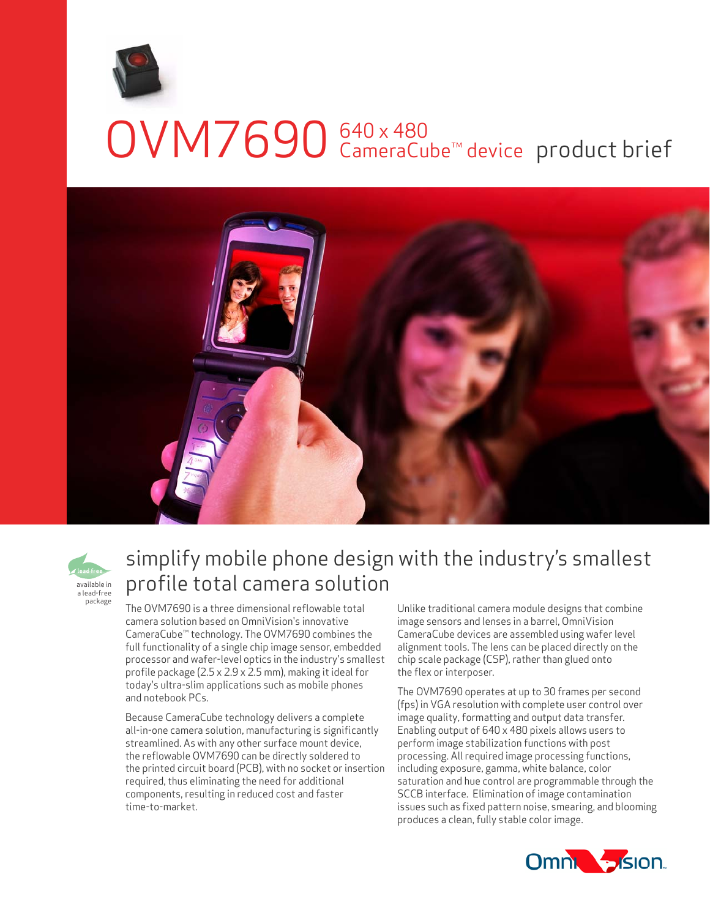# OVM7690 640 x 480 CameraCube™ device product brief

lead free
available in a lead-free package

## simplify mobile phone design with the industry's smallest profile total camera solution

The OVM7690 is a three dimensional reflowable total camera solution based on OmniVision's innovative CameraCube™ technology. The OVM7690 combines the full functionality of a single chip image sensor, embedded processor and wafer-level optics in the industry's smallest profile package (2.5 x 2.9 x 2.5 mm), making it ideal for today's ultra-slim applications such as mobile phones and notebook PCs.

Because CameraCube technology delivers a complete all-in-one camera solution, manufacturing is significantly streamlined. As with any other surface mount device, the reflowable OVM7690 can be directly soldered to the printed circuit board (PCB), with no socket or insertion required, thus eliminating the need for additional components, resulting in reduced cost and faster time-to-market.

Unlike traditional camera module designs that combine image sensors and lenses in a barrel, OmniVision CameraCube devices are assembled using wafer level alignment tools. The lens can be placed directly on the chip scale package (CSP), rather than glued onto the flex or interposer.

The OVM7690 operates at up to 30 frames per second (fps) in VGA resolution with complete user control over image quality, formatting and output data transfer. Enabling output of 640 x 480 pixels allows users to perform image stabilization functions with post processing. All required image processing functions, including exposure, gamma, white balance, color saturation and hue control are programmable through the SCCB interface. Elimination of image contamination issues such as fixed pattern noise, smearing, and blooming produces a clean, fully stable color image.

OmniVision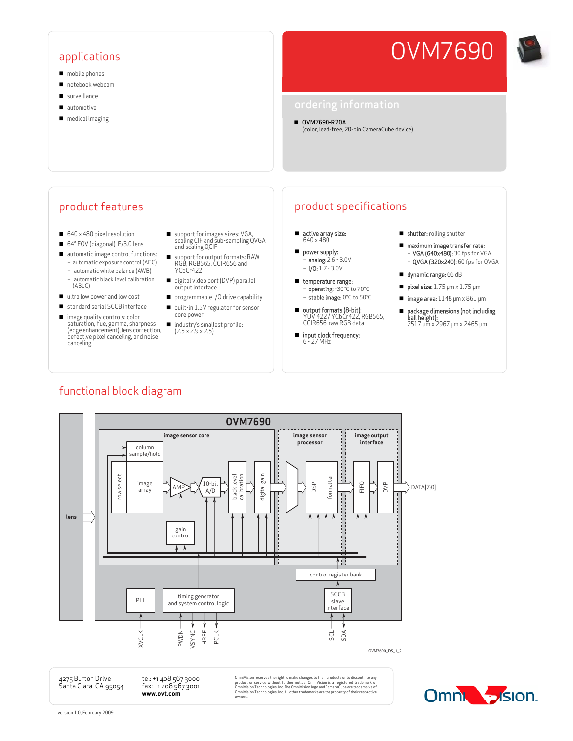## applications

- mobile phones
- notebook webcam
- surveillance
- automotive
- medical imaging

# OVM7690

## ordering information

- **OVM7690-R20A**
  (color, lead-free, 20-pin CameraCube device)

## product features

- 640 x 480 pixel resolution
- 64° FOV (diagonal), F/3.0 lens
- automatic image control functions:
  - automatic exposure control (AEC)
  - automatic white balance (AWB)
  - automatic black level calibration (ABLC)
- ultra low power and low cost
- standard serial SCCB interface
- image quality controls: color saturation, hue, gamma, sharpness (edge enhancement), lens correction, defective pixel canceling, and noise canceling
- support for images sizes: VGA, scaling CIF and sub-sampling QVGA and scaling QCIF
- support for output formats: RAW RGB, RGB565, CCIR656 and YCbCr422
- digital video port (DVP) parallel output interface
- programmable I/O drive capability
- built-in 1.5V regulator for sensor core power
- industry's smallest profile: (2.5 x 2.9 x 2.5)

## product specifications

- **active array size:** 640 x 480
- **power supply:**
  - **analog:** 2.6 - 3.0V
  - **I/O:** 1.7 - 3.0V
- **temperature range:**
  - **operating:** -30°C to 70°C
  - **stable image:** 0°C to 50°C
- **output formats (8-bit):** YUV 422 / YCbCr422, RGB565, CCIR656, raw RGB data
- **input clock frequency:** 6 - 27 MHz
- **shutter:** rolling shutter
- **maximum image transfer rate:**
  - **VGA (640x480):** 30 fps for VGA
  - **QVGA (320x240):** 60 fps for QVGA
- **dynamic range:** 66 dB
- **pixel size:** 1.75 µm x 1.75 µm
- **image area:** 1148 µm x 861 µm
- **package dimensions (not including ball height):** 2517 µm x 2967 µm x 2465 µm

## functional block diagram

OVM7690
lens
image sensor core
column sample/hold
row select
image array
AMP
10-bit A/D
black level calibration
digital gain
gain control
image sensor processor
DSP
formatter
image output interface
FIFO
DVP
DATA[7:0]
control register bank
PLL
timing generator and system control logic
SCCB slave interface
XVCLK
PWDN
VSYNC
HREF
PCLK
SCL
SDA

OVM7690_DS_1_2

4275 Burton Drive
Santa Clara, CA 95054

tel: +1 408 567 3000
fax: +1 408 567 3001
**www.ovt.com**

OmniVision reserves the right to make changes to their products or to discontinue any product or service without further notice. OmniVision is a registered trademark of OmniVision Technologies, Inc. The OmniVision logo and CameraCube are trademarks of OmniVision Technologies, Inc. All other trademarks are the property of their respective owners.

OmniVision

version 1.0, February 2009